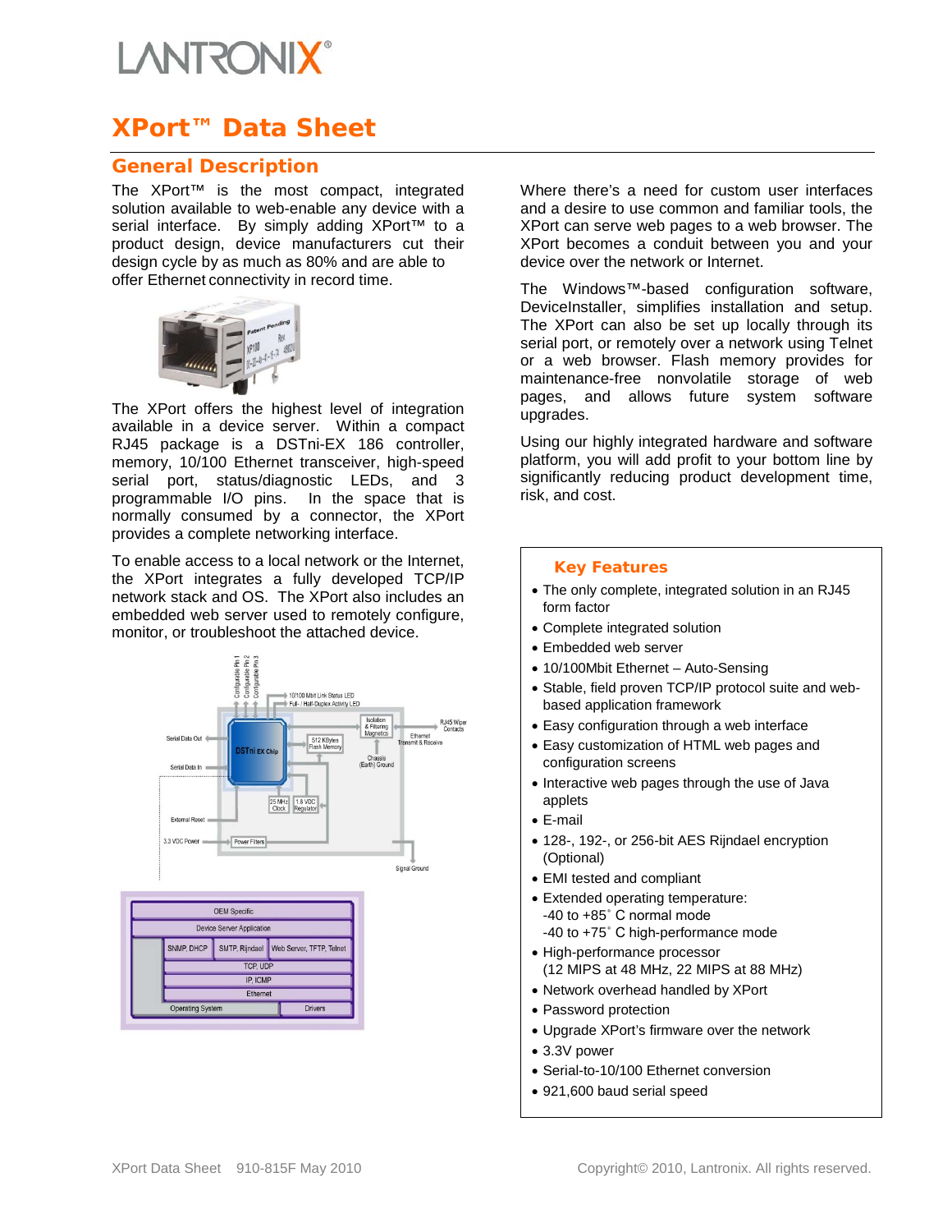# XPort™ Data Sheet

## General Description

The XPort™ is the most compact, integrated solution available to web-enable any device with a serial interface. By simply adding XPort™ to a product design, device manufacturers cut their design cycle by as much as 80% and are able to offer Ethernet connectivity in record time.

The XPort offers the highest level of integration available in a device server. Within a compact RJ45 package is a DSTni-EX 186 controller, memory, 10/100 Ethernet transceiver, high-speed serial port, status/diagnostic LEDs, and 3 programmable I/O pins. In the space that is normally consumed by a connector, the XPort provides a complete networking interface.

To enable access to a local network or the Internet, the XPort integrates a fully developed TCP/IP network stack and OS. The XPort also includes an embedded web server used to remotely configure, monitor, or troubleshoot the attached device.

Where there's a need for custom user interfaces and a desire to use common and familiar tools, the XPort can serve web pages to a web browser. The XPort becomes a conduit between you and your device over the network or Internet.

The Windows™-based configuration software, DeviceInstaller, simplifies installation and setup. The XPort can also be set up locally through its serial port, or remotely over a network using Telnet or a web browser. Flash memory provides for maintenance-free nonvolatile storage of web pages, and allows future system software upgrades.

Using our highly integrated hardware and software platform, you will add profit to your bottom line by significantly reducing product development time, risk, and cost.

### Key Features

- The only complete, integrated solution in an RJ45 form factor
- Complete integrated solution
- Embedded web server
- 10/100Mbit Ethernet – Auto-Sensing
- Stable, field proven TCP/IP protocol suite and web-based application framework
- Easy configuration through a web interface
- Easy customization of HTML web pages and configuration screens
- Interactive web pages through the use of Java applets
- E-mail
- 128-, 192-, or 256-bit AES Rijndael encryption (Optional)
- EMI tested and compliant
- Extended operating temperature:
  -40 to +85° C normal mode
  -40 to +75° C high-performance mode
- High-performance processor
  (12 MIPS at 48 MHz, 22 MIPS at 88 MHz)
- Network overhead handled by XPort
- Password protection
- Upgrade XPort's firmware over the network
- 3.3V power
- Serial-to-10/100 Ethernet conversion
- 921,600 baud serial speed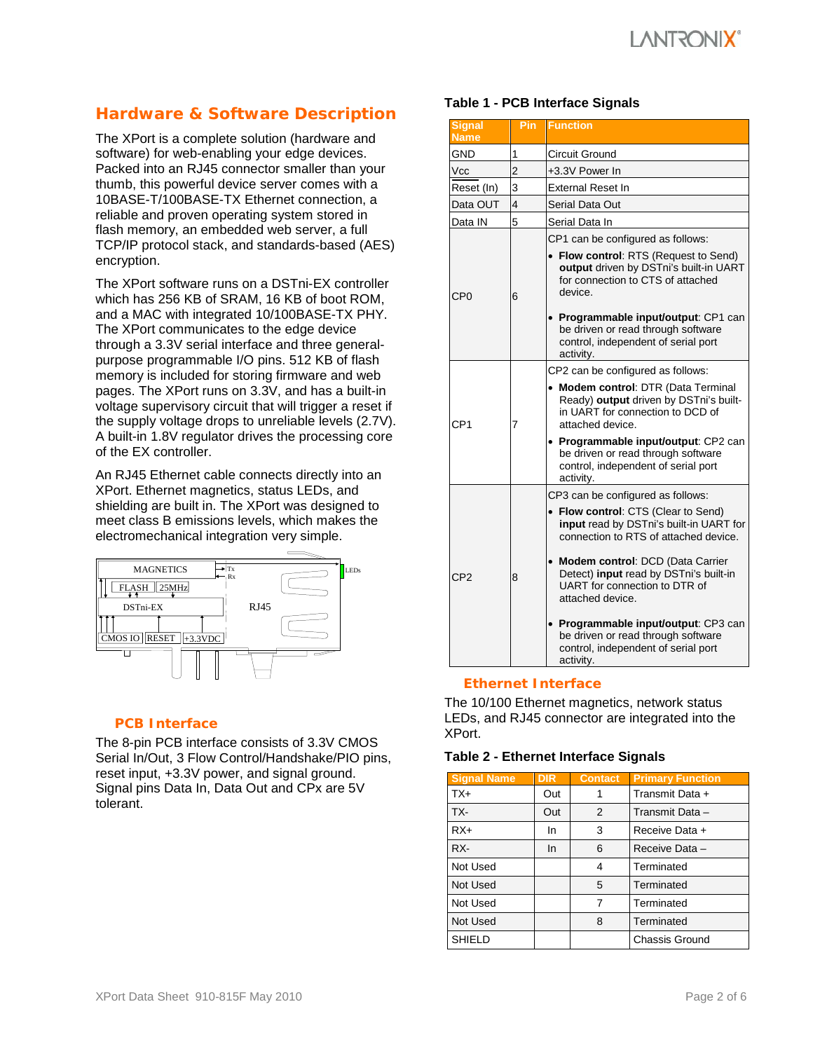## Hardware & Software Description

The XPort is a complete solution (hardware and software) for web-enabling your edge devices. Packed into an RJ45 connector smaller than your thumb, this powerful device server comes with a 10BASE-T/100BASE-TX Ethernet connection, a reliable and proven operating system stored in flash memory, an embedded web server, a full TCP/IP protocol stack, and standards-based (AES) encryption.

The XPort software runs on a DSTni-EX controller which has 256 KB of SRAM, 16 KB of boot ROM, and a MAC with integrated 10/100BASE-TX PHY. The XPort communicates to the edge device through a 3.3V serial interface and three general-purpose programmable I/O pins. 512 KB of flash memory is included for storing firmware and web pages. The XPort runs on 3.3V, and has a built-in voltage supervisory circuit that will trigger a reset if the supply voltage drops to unreliable levels (2.7V). A built-in 1.8V regulator drives the processing core of the EX controller.

An RJ45 Ethernet cable connects directly into an XPort. Ethernet magnetics, status LEDs, and shielding are built in. The XPort was designed to meet class B emissions levels, which makes the electromechanical integration very simple.

### PCB Interface

The 8-pin PCB interface consists of 3.3V CMOS Serial In/Out, 3 Flow Control/Handshake/PIO pins, reset input, +3.3V power, and signal ground. Signal pins Data In, Data Out and CPx are 5V tolerant.

**Table 1 - PCB Interface Signals**

| Signal Name | Pin | Function |
|---|---|---|
| GND | 1 | Circuit Ground |
| Vcc | 2 | +3.3V Power In |
| Reset (In) | 3 | External Reset In |
| Data OUT | 4 | Serial Data Out |
| Data IN | 5 | Serial Data In |
| CP0 | 6 | CP1 can be configured as follows:<br>• **Flow control**: RTS (Request to Send) **output** driven by DSTni's built-in UART for connection to CTS of attached device.<br>• **Programmable input/output**: CP1 can be driven or read through software control, independent of serial port activity. |
| CP1 | 7 | CP2 can be configured as follows:<br>• **Modem control**: DTR (Data Terminal Ready) **output** driven by DSTni's built-in UART for connection to DCD of attached device.<br>• **Programmable input/output**: CP2 can be driven or read through software control, independent of serial port activity. |
| CP2 | 8 | CP3 can be configured as follows:<br>• **Flow control**: CTS (Clear to Send) **input** read by DSTni's built-in UART for connection to RTS of attached device.<br>• **Modem control**: DCD (Data Carrier Detect) **input** read by DSTni's built-in UART for connection to DTR of attached device.<br>• **Programmable input/output**: CP3 can be driven or read through software control, independent of serial port activity. |

### Ethernet Interface

The 10/100 Ethernet magnetics, network status LEDs, and RJ45 connector are integrated into the XPort.

**Table 2 - Ethernet Interface Signals**

| Signal Name | DIR | Contact | Primary Function |
|---|---|---|---|
| TX+ | Out | 1 | Transmit Data + |
| TX- | Out | 2 | Transmit Data – |
| RX+ | In | 3 | Receive Data + |
| RX- | In | 6 | Receive Data – |
| Not Used | | 4 | Terminated |
| Not Used | | 5 | Terminated |
| Not Used | | 7 | Terminated |
| Not Used | | 8 | Terminated |
| SHIELD | | | Chassis Ground |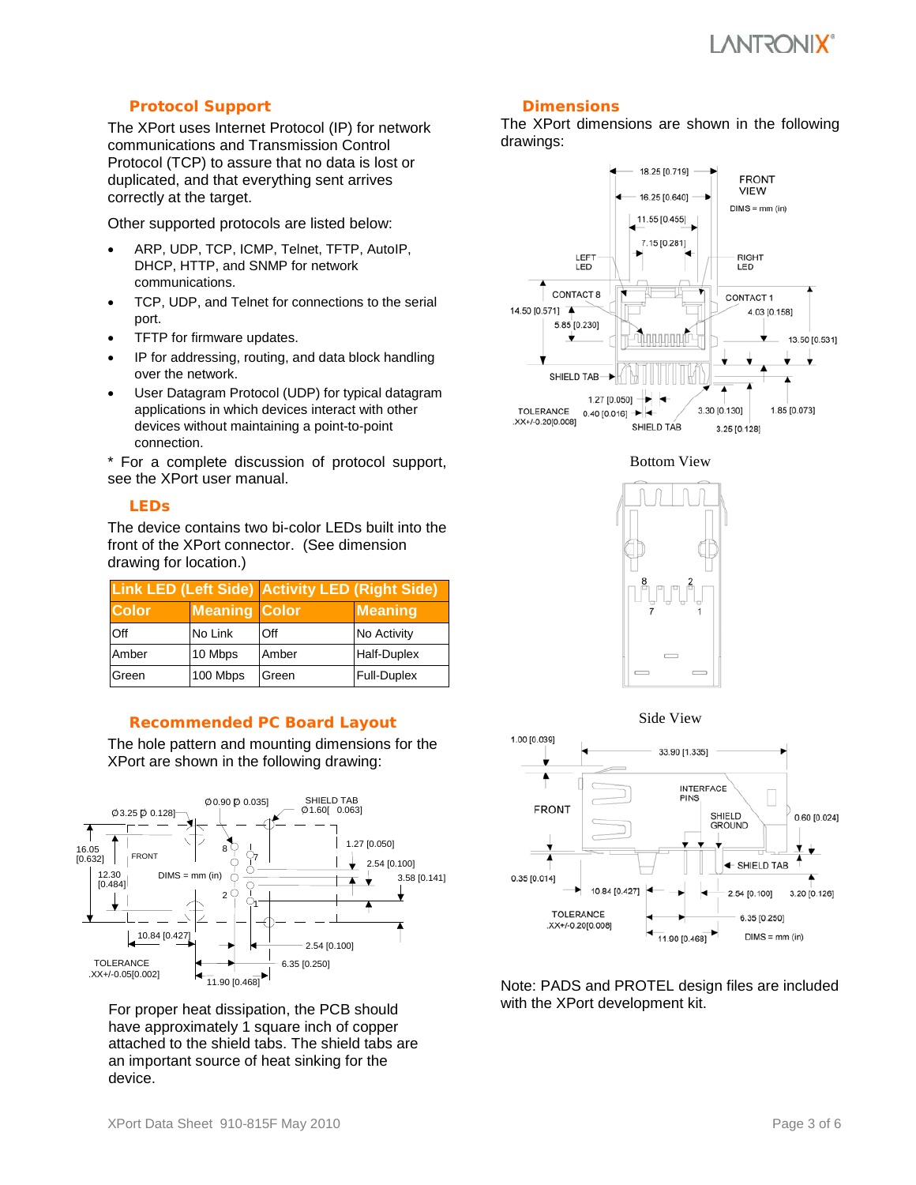## Protocol Support

The XPort uses Internet Protocol (IP) for network communications and Transmission Control Protocol (TCP) to assure that no data is lost or duplicated, and that everything sent arrives correctly at the target.

Other supported protocols are listed below:

- ARP, UDP, TCP, ICMP, Telnet, TFTP, AutoIP, DHCP, HTTP, and SNMP for network communications.
- TCP, UDP, and Telnet for connections to the serial port.
- TFTP for firmware updates.
- IP for addressing, routing, and data block handling over the network.
- User Datagram Protocol (UDP) for typical datagram applications in which devices interact with other devices without maintaining a point-to-point connection.

* For a complete discussion of protocol support, see the XPort user manual.

## LEDs

The device contains two bi-color LEDs built into the front of the XPort connector. (See dimension drawing for location.)

| Link LED (Left Side) | | Activity LED (Right Side) | |
|---|---|---|---|
| Color | Meaning | Color | Meaning |
| Off | No Link | Off | No Activity |
| Amber | 10 Mbps | Amber | Half-Duplex |
| Green | 100 Mbps | Green | Full-Duplex |

## Recommended PC Board Layout

The hole pattern and mounting dimensions for the XPort are shown in the following drawing:

For proper heat dissipation, the PCB should have approximately 1 square inch of copper attached to the shield tabs. The shield tabs are an important source of heat sinking for the device.

## Dimensions

The XPort dimensions are shown in the following drawings:

Bottom View

Side View

Note: PADS and PROTEL design files are included with the XPort development kit.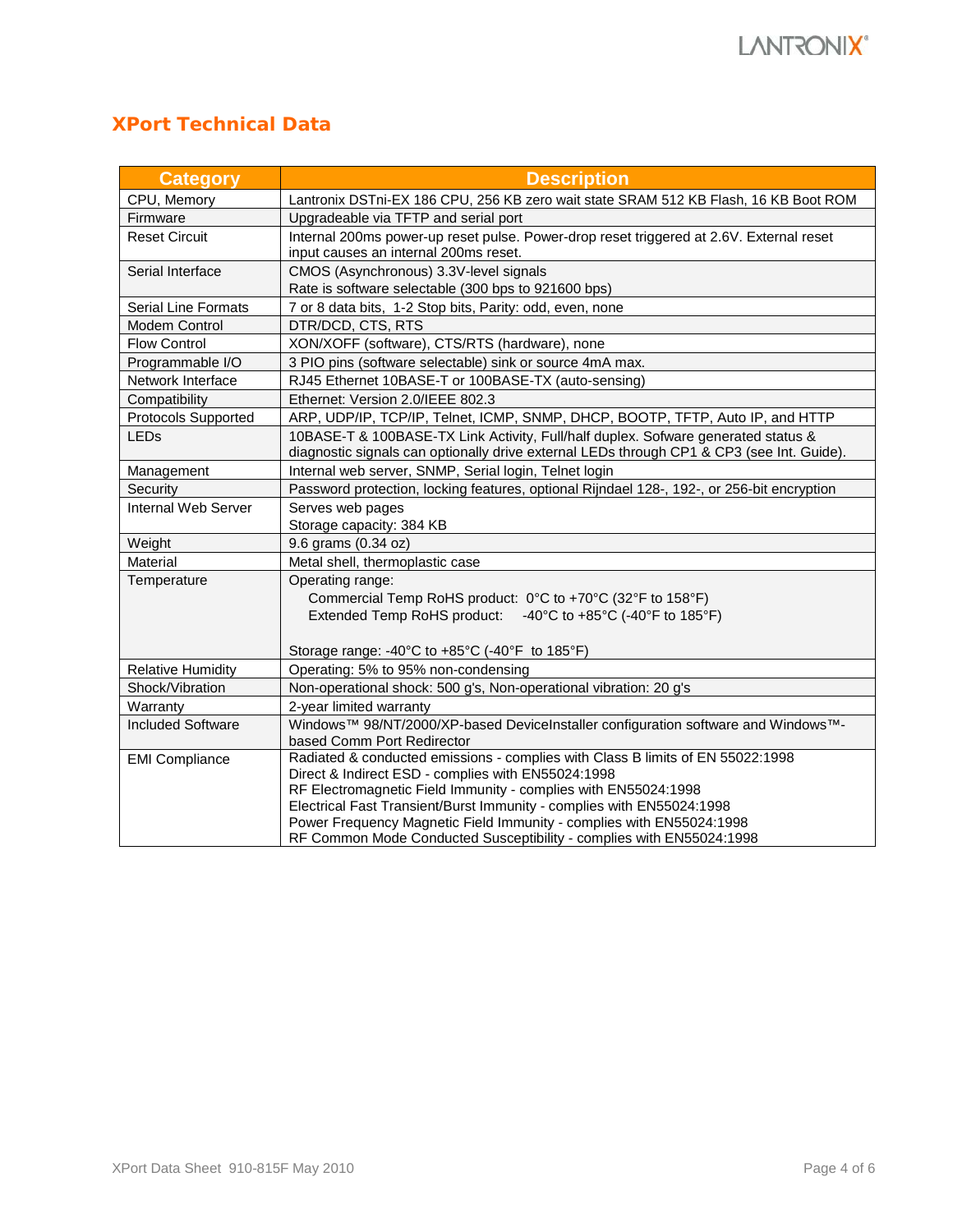## XPort Technical Data

| Category | Description |
|---|---|
| CPU, Memory | Lantronix DSTni-EX 186 CPU, 256 KB zero wait state SRAM 512 KB Flash, 16 KB Boot ROM |
| Firmware | Upgradeable via TFTP and serial port |
| Reset Circuit | Internal 200ms power-up reset pulse. Power-drop reset triggered at 2.6V. External reset input causes an internal 200ms reset. |
| Serial Interface | CMOS (Asynchronous) 3.3V-level signals<br>Rate is software selectable (300 bps to 921600 bps) |
| Serial Line Formats | 7 or 8 data bits, 1-2 Stop bits, Parity: odd, even, none |
| Modem Control | DTR/DCD, CTS, RTS |
| Flow Control | XON/XOFF (software), CTS/RTS (hardware), none |
| Programmable I/O | 3 PIO pins (software selectable) sink or source 4mA max. |
| Network Interface | RJ45 Ethernet 10BASE-T or 100BASE-TX (auto-sensing) |
| Compatibility | Ethernet: Version 2.0/IEEE 802.3 |
| Protocols Supported | ARP, UDP/IP, TCP/IP, Telnet, ICMP, SNMP, DHCP, BOOTP, TFTP, Auto IP, and HTTP |
| LEDs | 10BASE-T & 100BASE-TX Link Activity, Full/half duplex. Sofware generated status & diagnostic signals can optionally drive external LEDs through CP1 & CP3 (see Int. Guide). |
| Management | Internal web server, SNMP, Serial login, Telnet login |
| Security | Password protection, locking features, optional Rijndael 128-, 192-, or 256-bit encryption |
| Internal Web Server | Serves web pages<br>Storage capacity: 384 KB |
| Weight | 9.6 grams (0.34 oz) |
| Material | Metal shell, thermoplastic case |
| Temperature | Operating range:<br>Commercial Temp RoHS product: 0°C to +70°C (32°F to 158°F)<br>Extended Temp RoHS product: -40°C to +85°C (-40°F to 185°F)<br><br>Storage range: -40°C to +85°C (-40°F to 185°F) |
| Relative Humidity | Operating: 5% to 95% non-condensing |
| Shock/Vibration | Non-operational shock: 500 g's, Non-operational vibration: 20 g's |
| Warranty | 2-year limited warranty |
| Included Software | Windows™ 98/NT/2000/XP-based DeviceInstaller configuration software and Windows™-based Comm Port Redirector |
| EMI Compliance | Radiated & conducted emissions - complies with Class B limits of EN 55022:1998<br>Direct & Indirect ESD - complies with EN55024:1998<br>RF Electromagnetic Field Immunity - complies with EN55024:1998<br>Electrical Fast Transient/Burst Immunity - complies with EN55024:1998<br>Power Frequency Magnetic Field Immunity - complies with EN55024:1998<br>RF Common Mode Conducted Susceptibility - complies with EN55024:1998 |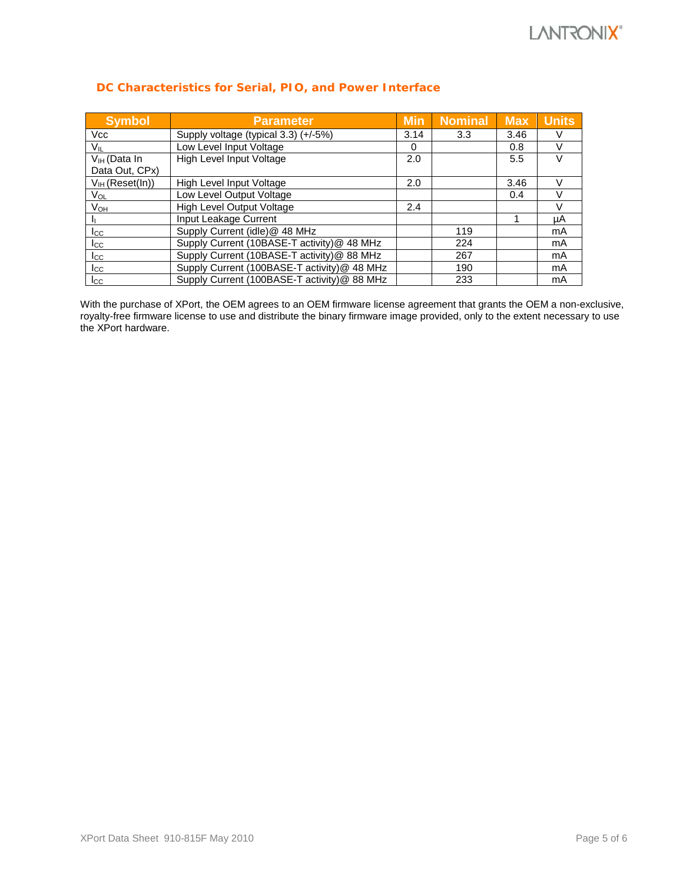### DC Characteristics for Serial, PIO, and Power Interface

| Symbol | Parameter | Min | Nominal | Max | Units |
|---|---|---|---|---|---|
| Vcc | Supply voltage (typical 3.3) (+/-5%) | 3.14 | 3.3 | 3.46 | V |
| $V_{IL}$ | Low Level Input Voltage | 0 | | 0.8 | V |
| $V_{IH}$ (Data In Data Out, CPx) | High Level Input Voltage | 2.0 | | 5.5 | V |
| $V_{IH}$ (Reset(In)) | High Level Input Voltage | 2.0 | | 3.46 | V |
| $V_{OL}$ | Low Level Output Voltage | | | 0.4 | V |
| $V_{OH}$ | High Level Output Voltage | 2.4 | | | V |
| $I_I$ | Input Leakage Current | | | 1 | µA |
| $I_{CC}$ | Supply Current (idle)@ 48 MHz | | 119 | | mA |
| $I_{CC}$ | Supply Current (10BASE-T activity)@ 48 MHz | | 224 | | mA |
| $I_{CC}$ | Supply Current (10BASE-T activity)@ 88 MHz | | 267 | | mA |
| $I_{CC}$ | Supply Current (100BASE-T activity)@ 48 MHz | | 190 | | mA |
| $I_{CC}$ | Supply Current (100BASE-T activity)@ 88 MHz | | 233 | | mA |

With the purchase of XPort, the OEM agrees to an OEM firmware license agreement that grants the OEM a non-exclusive, royalty-free firmware license to use and distribute the binary firmware image provided, only to the extent necessary to use the XPort hardware.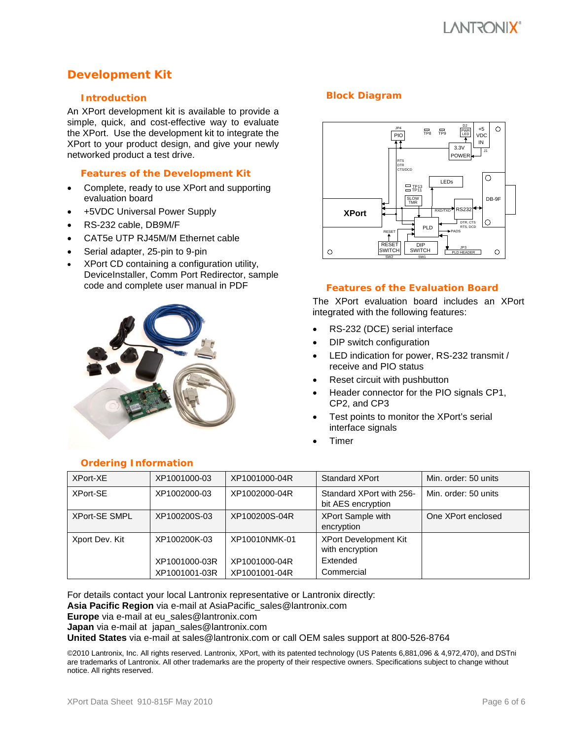# Development Kit

## Introduction

An XPort development kit is available to provide a simple, quick, and cost-effective way to evaluate the XPort. Use the development kit to integrate the XPort to your product design, and give your newly networked product a test drive.

## Features of the Development Kit

- Complete, ready to use XPort and supporting evaluation board
- +5VDC Universal Power Supply
- RS-232 cable, DB9M/F
- CAT5e UTP RJ45M/M Ethernet cable
- Serial adapter, 25-pin to 9-pin
- XPort CD containing a configuration utility, DeviceInstaller, Comm Port Redirector, sample code and complete user manual in PDF

## Block Diagram

JP4
PIO
TP8
TP9
D2
PWR LED
+5 VDC IN
J1
3.3V POWER
RTS
DTR
CTS/DCD
LEDs
TP13
TP11
SLOW TMR
DB-9F
XPort
RXD/TXD
RS232
DTR, CTS
RTS, DCD
RESET
PLD
PADS
RESET SWITCH
SW2
DIP SWITCH
SW1
JP3
PLD HEADER

## Features of the Evaluation Board

The XPort evaluation board includes an XPort integrated with the following features:

- RS-232 (DCE) serial interface
- DIP switch configuration
- LED indication for power, RS-232 transmit / receive and PIO status
- Reset circuit with pushbutton
- Header connector for the PIO signals CP1, CP2, and CP3
- Test points to monitor the XPort's serial interface signals
- Timer

## Ordering Information

| | | | | |
|---|---|---|---|---|
| XPort-XE | XP1001000-03 | XP1001000-04R | Standard XPort | Min. order: 50 units |
| XPort-SE | XP1002000-03 | XP1002000-04R | Standard XPort with 256-bit AES encryption | Min. order: 50 units |
| XPort-SE SMPL | XP100200S-03 | XP100200S-04R | XPort Sample with encryption | One XPort enclosed |
| Xport Dev. Kit | XP100200K-03<br>XP1001000-03R<br>XP1001001-03R | XP10010NMK-01<br>XP1001000-04R<br>XP1001001-04R | XPort Development Kit with encryption<br>Extended<br>Commercial | |

For details contact your local Lantronix representative or Lantronix directly:
**Asia Pacific Region** via e-mail at AsiaPacific_sales@lantronix.com
**Europe** via e-mail at eu_sales@lantronix.com
**Japan** via e-mail at japan_sales@lantronix.com
**United States** via e-mail at sales@lantronix.com or call OEM sales support at 800-526-8764

©2010 Lantronix, Inc. All rights reserved. Lantronix, XPort, with its patented technology (US Patents 6,881,096 & 4,972,470), and DSTni are trademarks of Lantronix. All other trademarks are the property of their respective owners. Specifications subject to change without notice. All rights reserved.